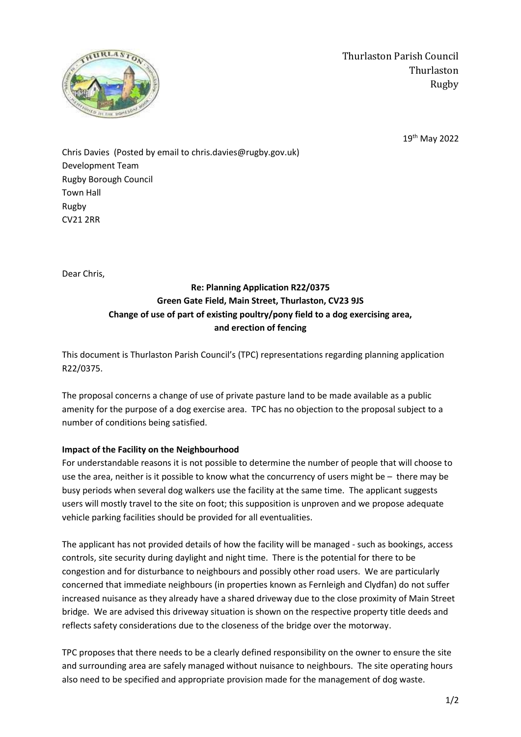Thurlaston Parish Council
Thurlaston
Rugby

19th May 2022

Chris Davies (Posted by email to chris.davies@rugby.gov.uk)
Development Team
Rugby Borough Council
Town Hall
Rugby
CV21 2RR

Dear Chris,

**Re: Planning Application R22/0375**
**Green Gate Field, Main Street, Thurlaston, CV23 9JS**
**Change of use of part of existing poultry/pony field to a dog exercising area, and erection of fencing**

This document is Thurlaston Parish Council's (TPC) representations regarding planning application R22/0375.

The proposal concerns a change of use of private pasture land to be made available as a public amenity for the purpose of a dog exercise area. TPC has no objection to the proposal subject to a number of conditions being satisfied.

**Impact of the Facility on the Neighbourhood**

For understandable reasons it is not possible to determine the number of people that will choose to use the area, neither is it possible to know what the concurrency of users might be – there may be busy periods when several dog walkers use the facility at the same time. The applicant suggests users will mostly travel to the site on foot; this supposition is unproven and we propose adequate vehicle parking facilities should be provided for all eventualities.

The applicant has not provided details of how the facility will be managed - such as bookings, access controls, site security during daylight and night time. There is the potential for there to be congestion and for disturbance to neighbours and possibly other road users. We are particularly concerned that immediate neighbours (in properties known as Fernleigh and Clydfan) do not suffer increased nuisance as they already have a shared driveway due to the close proximity of Main Street bridge. We are advised this driveway situation is shown on the respective property title deeds and reflects safety considerations due to the closeness of the bridge over the motorway.

TPC proposes that there needs to be a clearly defined responsibility on the owner to ensure the site and surrounding area are safely managed without nuisance to neighbours. The site operating hours also need to be specified and appropriate provision made for the management of dog waste.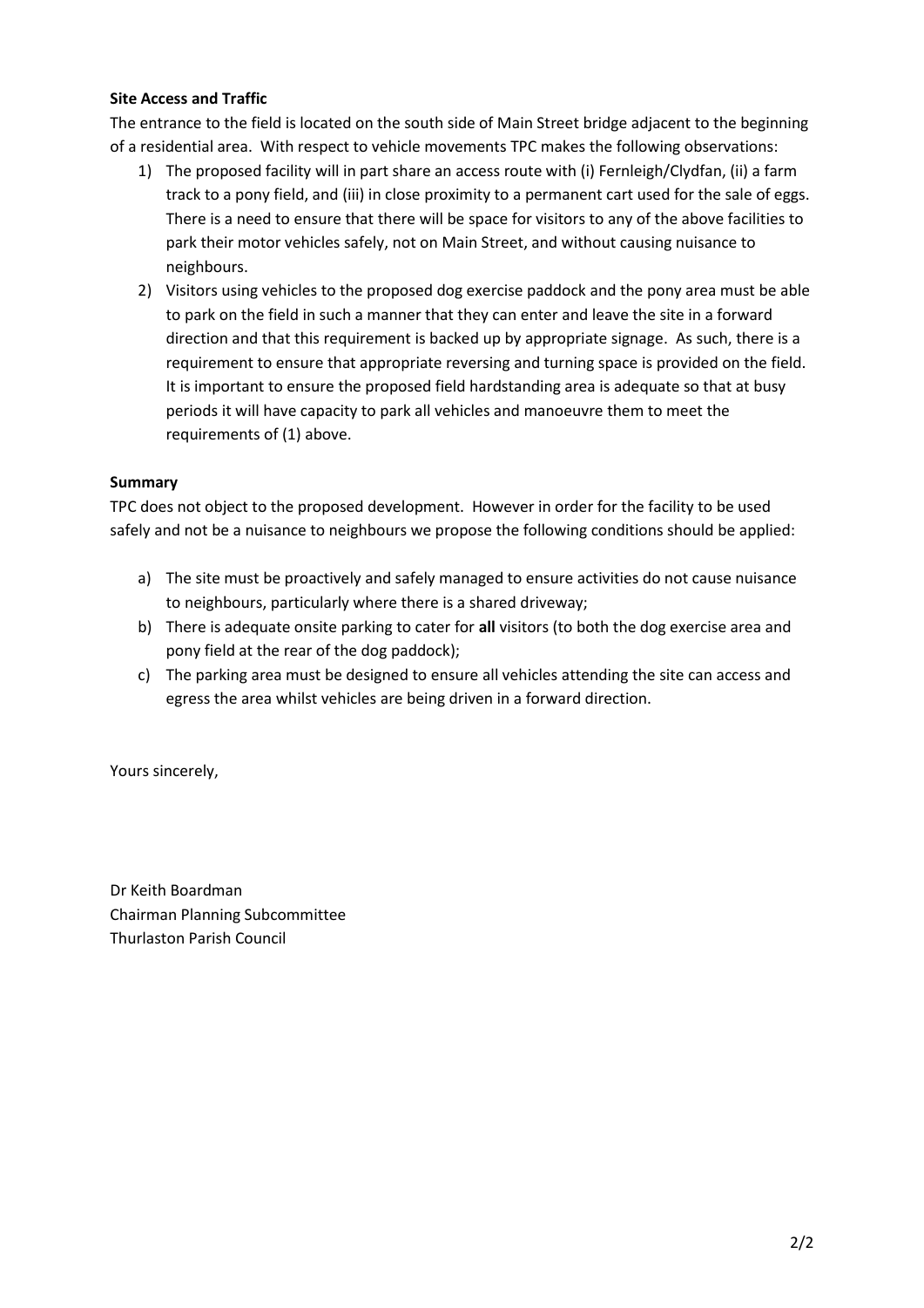**Site Access and Traffic**

The entrance to the field is located on the south side of Main Street bridge adjacent to the beginning of a residential area. With respect to vehicle movements TPC makes the following observations:

1) The proposed facility will in part share an access route with (i) Fernleigh/Clydfan, (ii) a farm track to a pony field, and (iii) in close proximity to a permanent cart used for the sale of eggs. There is a need to ensure that there will be space for visitors to any of the above facilities to park their motor vehicles safely, not on Main Street, and without causing nuisance to neighbours.
2) Visitors using vehicles to the proposed dog exercise paddock and the pony area must be able to park on the field in such a manner that they can enter and leave the site in a forward direction and that this requirement is backed up by appropriate signage. As such, there is a requirement to ensure that appropriate reversing and turning space is provided on the field. It is important to ensure the proposed field hardstanding area is adequate so that at busy periods it will have capacity to park all vehicles and manoeuvre them to meet the requirements of (1) above.

**Summary**

TPC does not object to the proposed development. However in order for the facility to be used safely and not be a nuisance to neighbours we propose the following conditions should be applied:

a) The site must be proactively and safely managed to ensure activities do not cause nuisance to neighbours, particularly where there is a shared driveway;
b) There is adequate onsite parking to cater for **all** visitors (to both the dog exercise area and pony field at the rear of the dog paddock);
c) The parking area must be designed to ensure all vehicles attending the site can access and egress the area whilst vehicles are being driven in a forward direction.

Yours sincerely,

Dr Keith Boardman
Chairman Planning Subcommittee
Thurlaston Parish Council